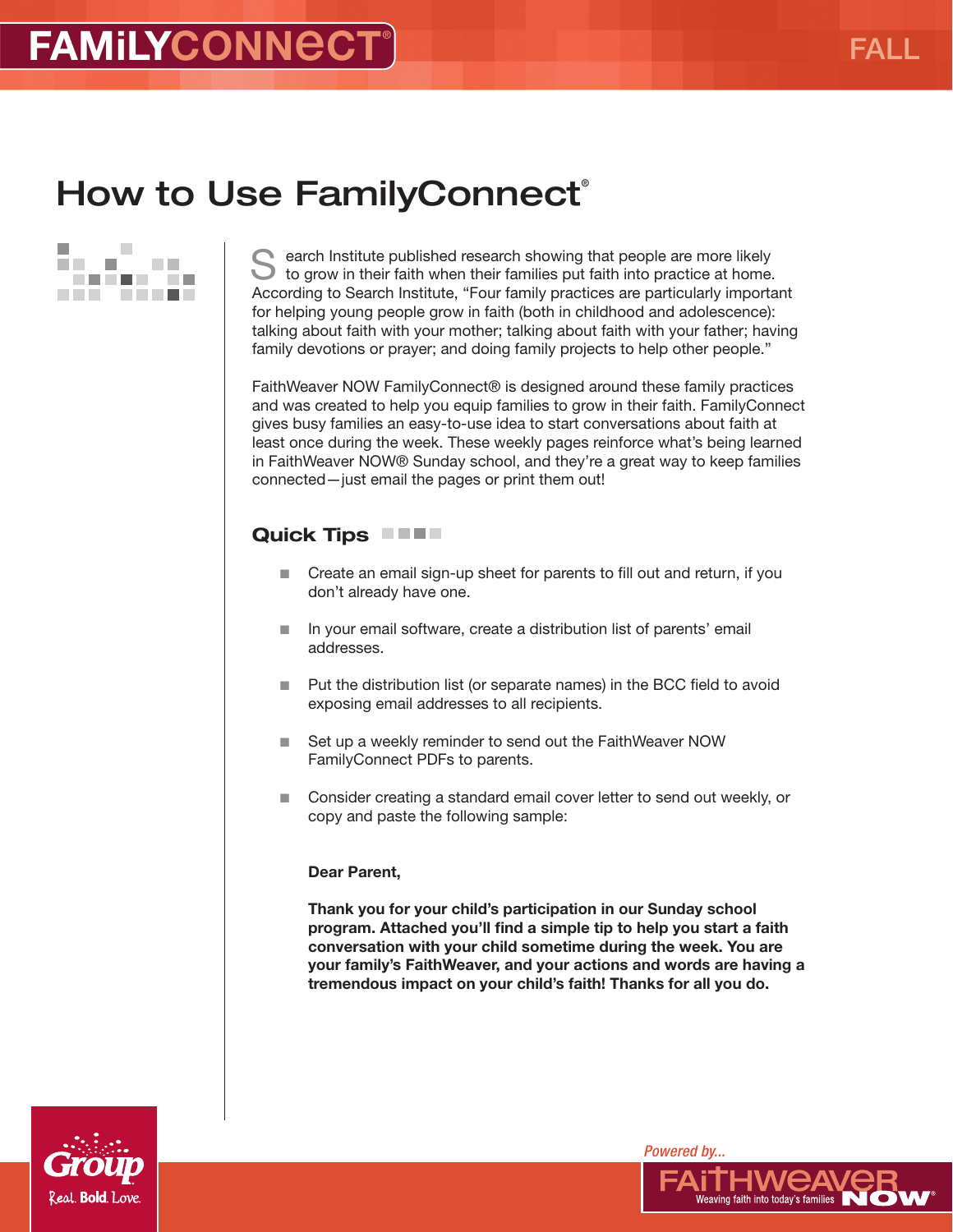# How to Use FamilyConnect®

Search Institute published research showing that people are more likely to grow in their faith when their families put faith into practice at home. According to Search Institute, "Four family practices are particularly important for helping young people grow in faith (both in childhood and adolescence): talking about faith with your mother; talking about faith with your father; having family devotions or prayer; and doing family projects to help other people."

FaithWeaver NOW FamilyConnect® is designed around these family practices and was created to help you equip families to grow in their faith. FamilyConnect gives busy families an easy-to-use idea to start conversations about faith at least once during the week. These weekly pages reinforce what's being learned in FaithWeaver NOW® Sunday school, and they're a great way to keep families connected—just email the pages or print them out!

## Quick Tips

- Create an email sign-up sheet for parents to fill out and return, if you don't already have one.
- In your email software, create a distribution list of parents' email addresses.
- Put the distribution list (or separate names) in the BCC field to avoid exposing email addresses to all recipients.
- Set up a weekly reminder to send out the FaithWeaver NOW FamilyConnect PDFs to parents.
- Consider creating a standard email cover letter to send out weekly, or copy and paste the following sample:

**Dear Parent,**

**Thank you for your child's participation in our Sunday school program. Attached you'll find a simple tip to help you start a faith conversation with your child sometime during the week. You are your family's FaithWeaver, and your actions and words are having a tremendous impact on your child's faith! Thanks for all you do.**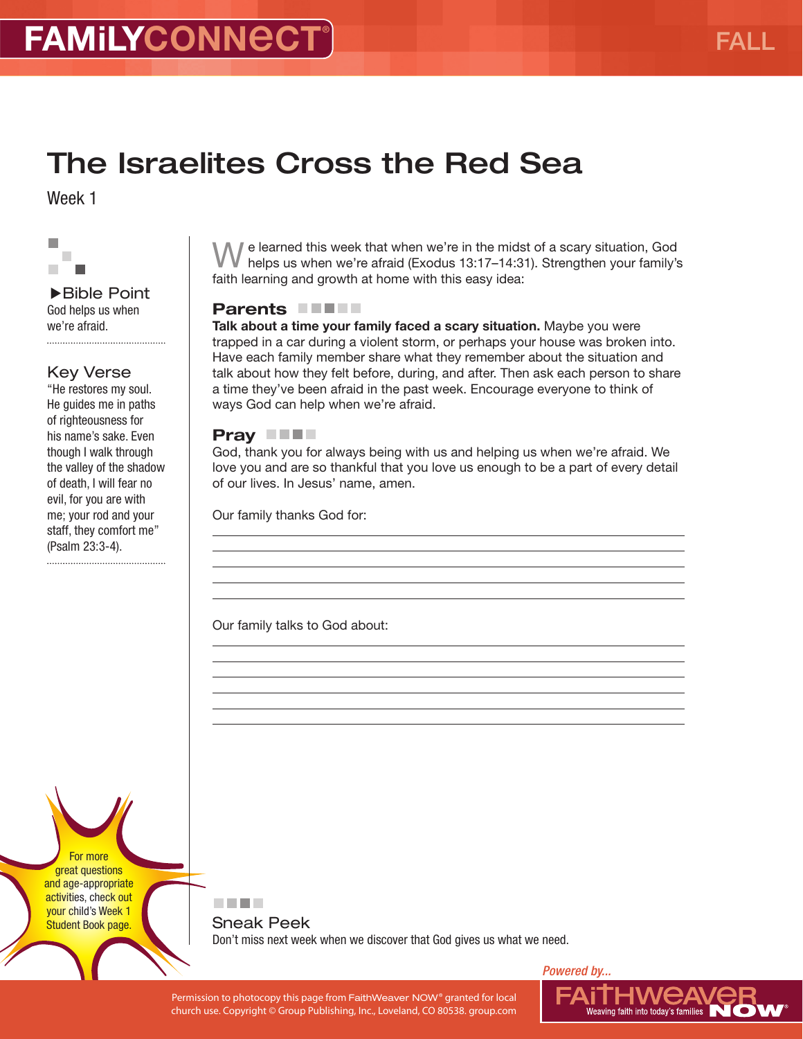# The Israelites Cross the Red Sea

Week 1

▶Bible Point

God helps us when we're afraid.

Key Verse

"He restores my soul. He guides me in paths of righteousness for his name's sake. Even though I walk through the valley of the shadow of death, I will fear no evil, for you are with me; your rod and your staff, they comfort me" (Psalm 23:3-4).

For more great questions and age-appropriate activities, check out your child's Week 1 Student Book page.

We learned this week that when we're in the midst of a scary situation, God helps us when we're afraid (Exodus 13:17–14:31). Strengthen your family's faith learning and growth at home with this easy idea:

## Parents

**Talk about a time your family faced a scary situation.** Maybe you were trapped in a car during a violent storm, or perhaps your house was broken into. Have each family member share what they remember about the situation and talk about how they felt before, during, and after. Then ask each person to share a time they've been afraid in the past week. Encourage everyone to think of ways God can help when we're afraid.

## Pray

God, thank you for always being with us and helping us when we're afraid. We love you and are so thankful that you love us enough to be a part of every detail of our lives. In Jesus' name, amen.

Our family thanks God for:

_______________________________________________

_______________________________________________

_______________________________________________

_______________________________________________

_______________________________________________

Our family talks to God about:

_______________________________________________

_______________________________________________

_______________________________________________

_______________________________________________

_______________________________________________

_______________________________________________

Sneak Peek

Don't miss next week when we discover that God gives us what we need.

Permission to photocopy this page from FaithWeaver NOW® granted for local church use. Copyright © Group Publishing, Inc., Loveland, CO 80538. group.com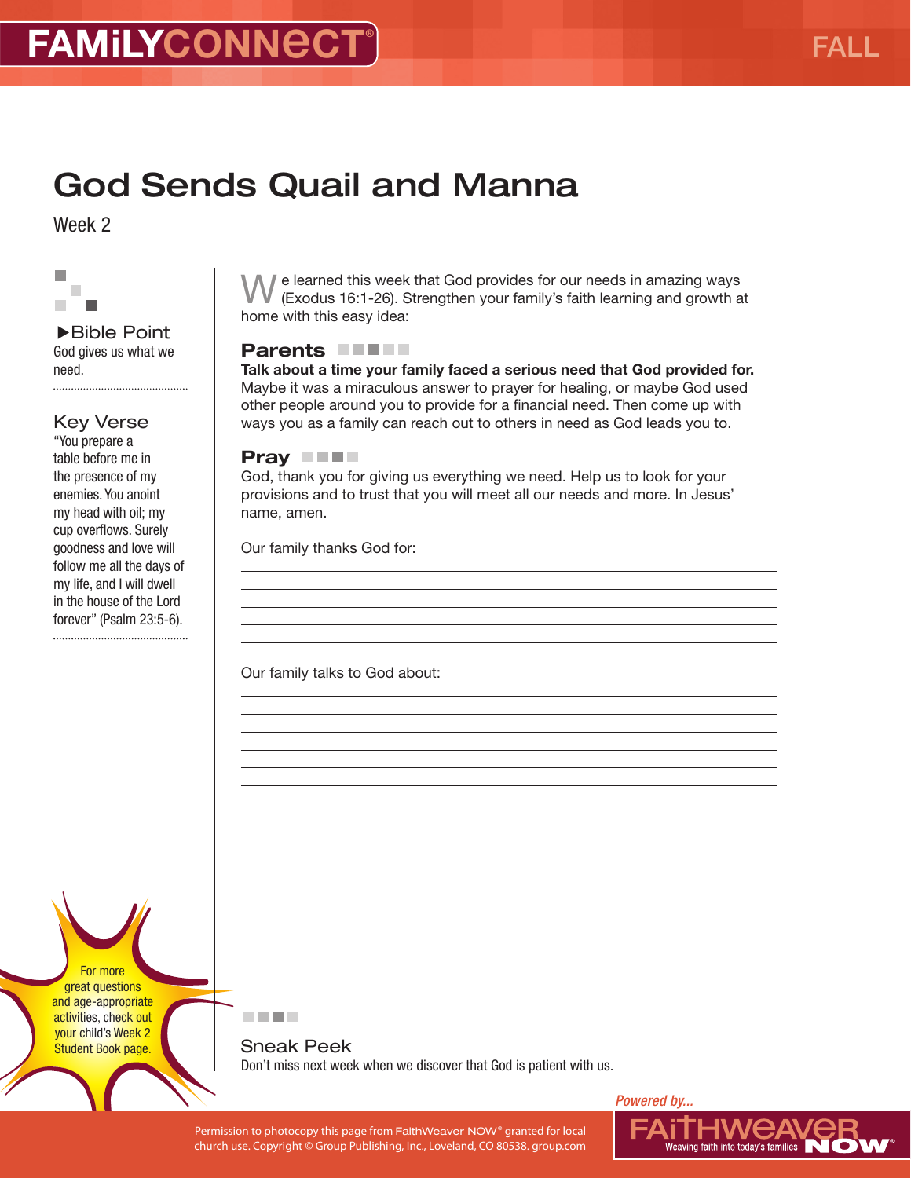FAMiLYCONNECT

FALL

# God Sends Quail and Manna

Week 2

**▶Bible Point**
God gives us what we need.

**Key Verse**
"You prepare a table before me in the presence of my enemies. You anoint my head with oil; my cup overflows. Surely goodness and love will follow me all the days of my life, and I will dwell in the house of the Lord forever" (Psalm 23:5-6).

For more great questions and age-appropriate activities, check out your child's Week 2 Student Book page.

We learned this week that God provides for our needs in amazing ways (Exodus 16:1-26). Strengthen your family's faith learning and growth at home with this easy idea:

## Parents

**Talk about a time your family faced a serious need that God provided for.** Maybe it was a miraculous answer to prayer for healing, or maybe God used other people around you to provide for a financial need. Then come up with ways you as a family can reach out to others in need as God leads you to.

## Pray

God, thank you for giving us everything we need. Help us to look for your provisions and to trust that you will meet all our needs and more. In Jesus' name, amen.

Our family thanks God for:

______________________________

______________________________

______________________________

______________________________

Our family talks to God about:

______________________________

______________________________

______________________________

______________________________

______________________________

## Sneak Peek

Don't miss next week when we discover that God is patient with us.

Permission to photocopy this page from FaithWeaver NOW® granted for local church use. Copyright © Group Publishing, Inc., Loveland, CO 80538. group.com

*Powered by...* FAiTHWEAVER NOW® Weaving faith into today's families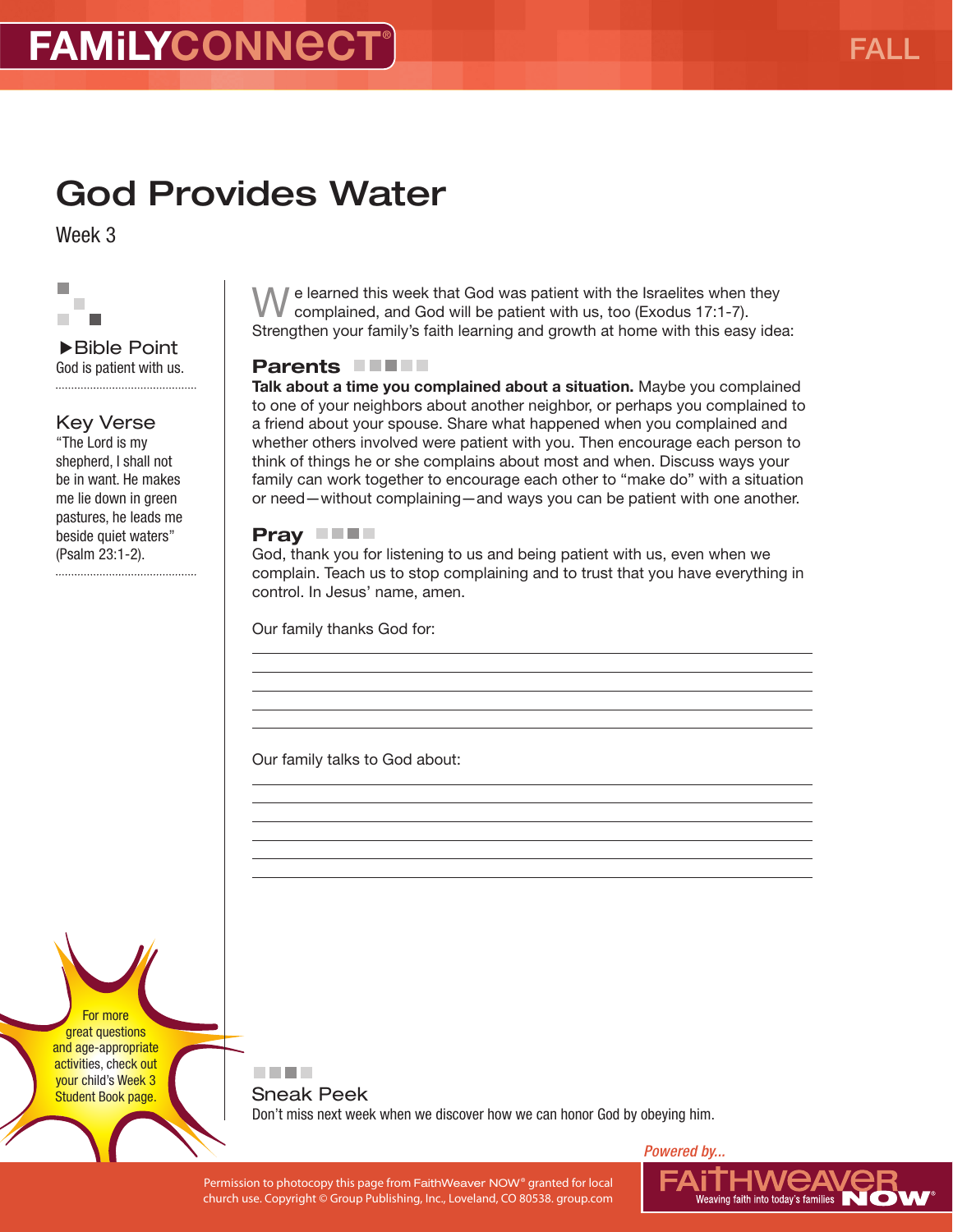FAMiLYCONNECT®

FALL

# God Provides Water

Week 3

▶Bible Point
God is patient with us.

## Key Verse

"The Lord is my shepherd, I shall not be in want. He makes me lie down in green pastures, he leads me beside quiet waters" (Psalm 23:1-2).

We learned this week that God was patient with the Israelites when they complained, and God will be patient with us, too (Exodus 17:1-7). Strengthen your family's faith learning and growth at home with this easy idea:

## Parents

**Talk about a time you complained about a situation.** Maybe you complained to one of your neighbors about another neighbor, or perhaps you complained to a friend about your spouse. Share what happened when you complained and whether others involved were patient with you. Then encourage each person to think of things he or she complains about most and when. Discuss ways your family can work together to encourage each other to "make do" with a situation or need—without complaining—and ways you can be patient with one another.

## Pray

God, thank you for listening to us and being patient with us, even when we complain. Teach us to stop complaining and to trust that you have everything in control. In Jesus' name, amen.

Our family thanks God for:

_______________________________________________

_______________________________________________

_______________________________________________

_______________________________________________

_______________________________________________

Our family talks to God about:

_______________________________________________

_______________________________________________

_______________________________________________

_______________________________________________

_______________________________________________

For more great questions and age-appropriate activities, check out your child's Week 3 Student Book page.

## Sneak Peek

Don't miss next week when we discover how we can honor God by obeying him.

Permission to photocopy this page from FaithWeaver NOW® granted for local church use. Copyright © Group Publishing, Inc., Loveland, CO 80538. group.com

Powered by... FAiTHWEAVER NOW® Weaving faith into today's families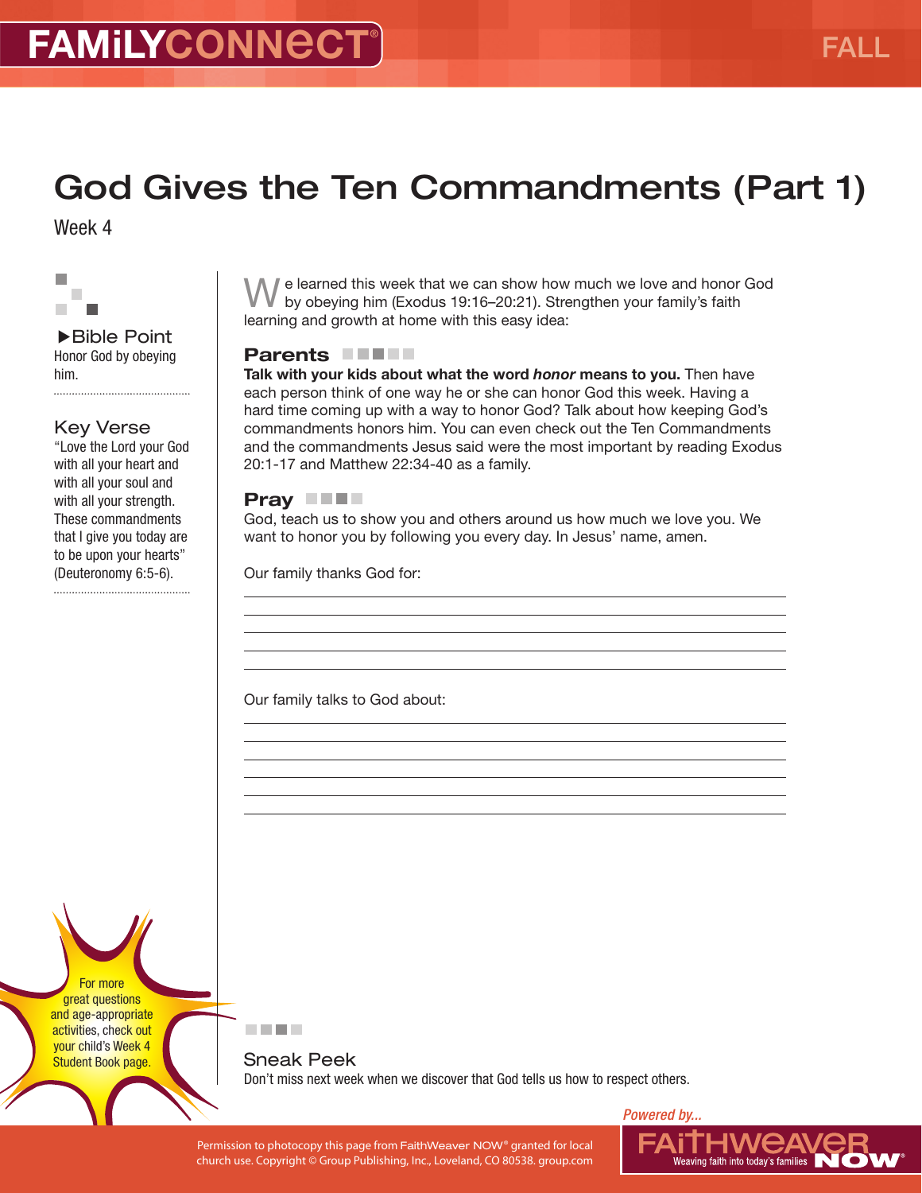# God Gives the Ten Commandments (Part 1)

Week 4

**▶Bible Point**
Honor God by obeying him.

**Key Verse**
"Love the Lord your God with all your heart and with all your soul and with all your strength. These commandments that I give you today are to be upon your hearts" (Deuteronomy 6:5-6).

For more great questions and age-appropriate activities, check out your child's Week 4 Student Book page.

We learned this week that we can show how much we love and honor God by obeying him (Exodus 19:16–20:21). Strengthen your family's faith learning and growth at home with this easy idea:

## Parents

**Talk with your kids about what the word *honor* means to you.** Then have each person think of one way he or she can honor God this week. Having a hard time coming up with a way to honor God? Talk about how keeping God's commandments honors him. You can even check out the Ten Commandments and the commandments Jesus said were the most important by reading Exodus 20:1-17 and Matthew 22:34-40 as a family.

## Pray

God, teach us to show you and others around us how much we love you. We want to honor you by following you every day. In Jesus' name, amen.

Our family thanks God for:

_______________________________________________

_______________________________________________

_______________________________________________

_______________________________________________

Our family talks to God about:

_______________________________________________

_______________________________________________

_______________________________________________

_______________________________________________

_______________________________________________

## Sneak Peek

Don't miss next week when we discover that God tells us how to respect others.

Permission to photocopy this page from FaithWeaver NOW® granted for local church use. Copyright © Group Publishing, Inc., Loveland, CO 80538. group.com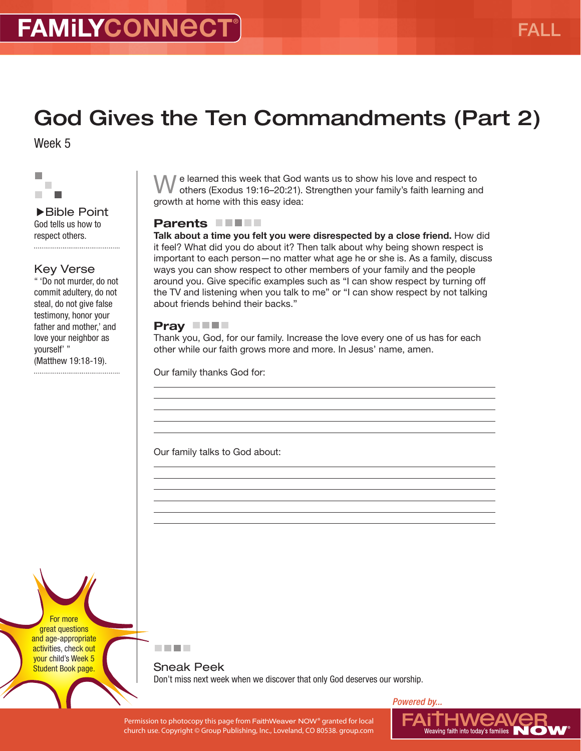# God Gives the Ten Commandments (Part 2)

Week 5

▶Bible Point

God tells us how to respect others.

### Key Verse

" 'Do not murder, do not commit adultery, do not steal, do not give false testimony, honor your father and mother,' and love your neighbor as yourself' " (Matthew 19:18-19).

For more great questions and age-appropriate activities, check out your child's Week 5 Student Book page.

We learned this week that God wants us to show his love and respect to others (Exodus 19:16–20:21). Strengthen your family's faith learning and growth at home with this easy idea:

## Parents

**Talk about a time you felt you were disrespected by a close friend.** How did it feel? What did you do about it? Then talk about why being shown respect is important to each person—no matter what age he or she is. As a family, discuss ways you can show respect to other members of your family and the people around you. Give specific examples such as "I can show respect by turning off the TV and listening when you talk to me" or "I can show respect by not talking about friends behind their backs."

## Pray

Thank you, God, for our family. Increase the love every one of us has for each other while our faith grows more and more. In Jesus' name, amen.

Our family thanks God for:

______________________________

______________________________

______________________________

______________________________

______________________________

Our family talks to God about:

______________________________

______________________________

______________________________

______________________________

______________________________

______________________________

### Sneak Peek

Don't miss next week when we discover that only God deserves our worship.

Permission to photocopy this page from FaithWeaver NOW® granted for local church use. Copyright © Group Publishing, Inc., Loveland, CO 80538. group.com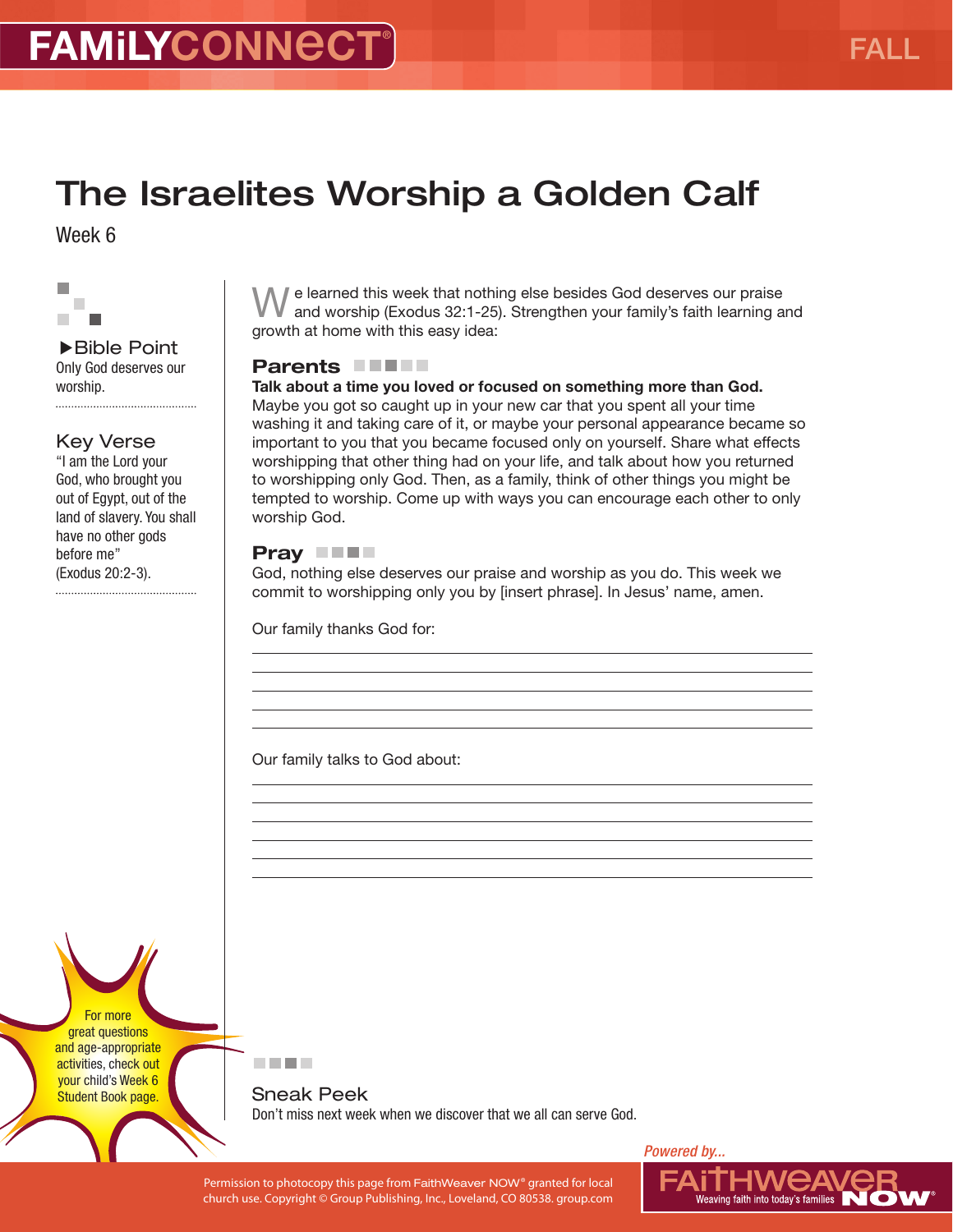FAMiLYCONNECT® FALL

# The Israelites Worship a Golden Calf

Week 6

**▶Bible Point**
Only God deserves our worship.

**Key Verse**
"I am the Lord your God, who brought you out of Egypt, out of the land of slavery. You shall have no other gods before me" (Exodus 20:2-3).

We learned this week that nothing else besides God deserves our praise and worship (Exodus 32:1-25). Strengthen your family's faith learning and growth at home with this easy idea:

## Parents

**Talk about a time you loved or focused on something more than God.** Maybe you got so caught up in your new car that you spent all your time washing it and taking care of it, or maybe your personal appearance became so important to you that you became focused only on yourself. Share what effects worshipping that other thing had on your life, and talk about how you returned to worshipping only God. Then, as a family, think of other things you might be tempted to worship. Come up with ways you can encourage each other to only worship God.

## Pray

God, nothing else deserves our praise and worship as you do. This week we commit to worshipping only you by [insert phrase]. In Jesus' name, amen.

Our family thanks God for:

_______________________________________________

_______________________________________________

_______________________________________________

_______________________________________________

_______________________________________________

Our family talks to God about:

_______________________________________________

_______________________________________________

_______________________________________________

_______________________________________________

_______________________________________________

For more great questions and age-appropriate activities, check out your child's Week 6 Student Book page.

**Sneak Peek**
Don't miss next week when we discover that we all can serve God.

Permission to photocopy this page from FaithWeaver NOW® granted for local church use. Copyright © Group Publishing, Inc., Loveland, CO 80538. group.com

Powered by... FAiTHWEAVER NOW® Weaving faith into today's families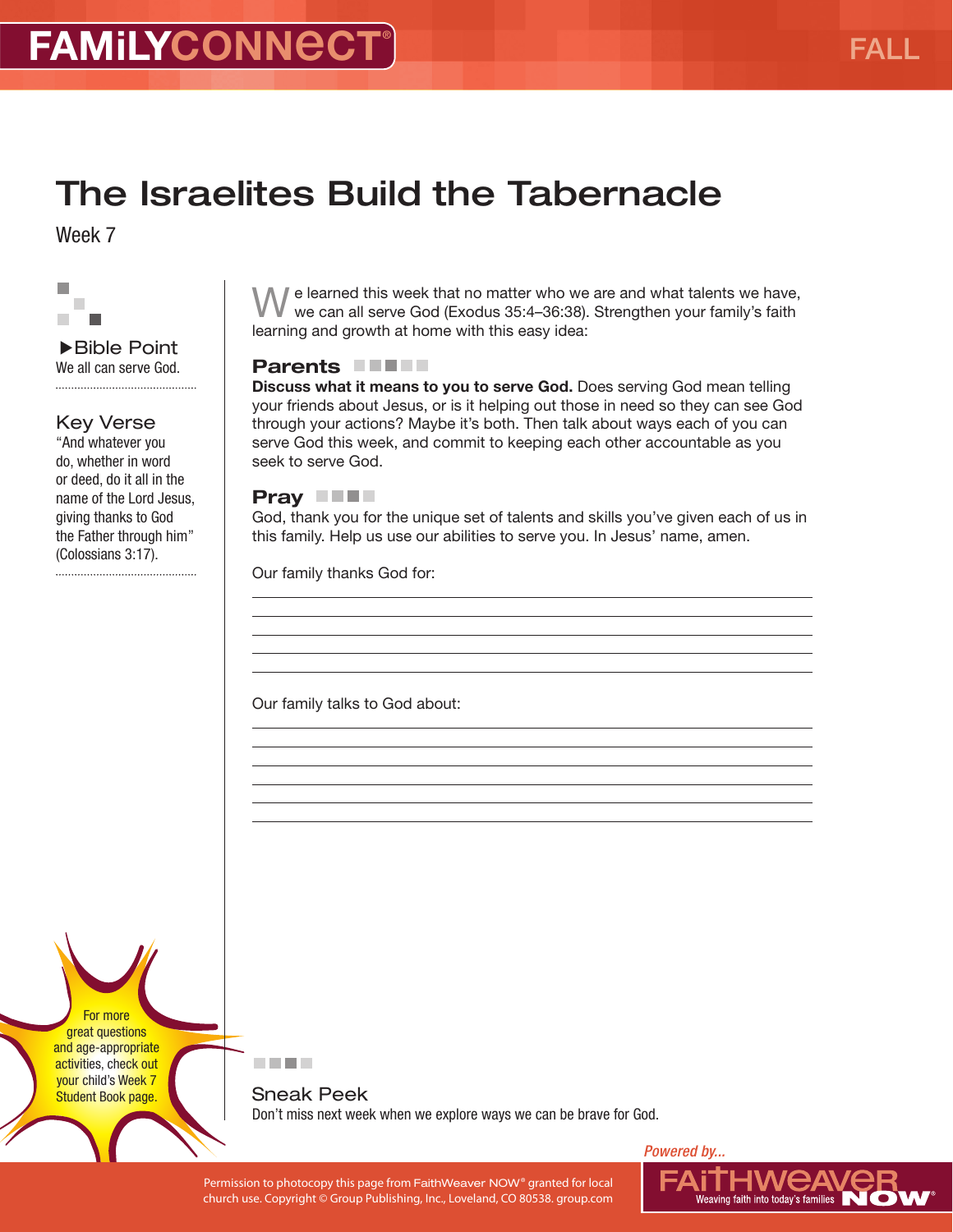# The Israelites Build the Tabernacle

Week 7

### ▶Bible Point

We all can serve God.

### Key Verse

"And whatever you do, whether in word or deed, do it all in the name of the Lord Jesus, giving thanks to God the Father through him" (Colossians 3:17).

We learned this week that no matter who we are and what talents we have, we can all serve God (Exodus 35:4–36:38). Strengthen your family's faith learning and growth at home with this easy idea:

## Parents

**Discuss what it means to you to serve God.** Does serving God mean telling your friends about Jesus, or is it helping out those in need so they can see God through your actions? Maybe it's both. Then talk about ways each of you can serve God this week, and commit to keeping each other accountable as you seek to serve God.

## Pray

God, thank you for the unique set of talents and skills you've given each of us in this family. Help us use our abilities to serve you. In Jesus' name, amen.

Our family thanks God for:

_______________________________________________

_______________________________________________

_______________________________________________

_______________________________________________

_______________________________________________

Our family talks to God about:

_______________________________________________

_______________________________________________

_______________________________________________

_______________________________________________

_______________________________________________

For more great questions and age-appropriate activities, check out your child's Week 7 Student Book page.

## Sneak Peek

Don't miss next week when we explore ways we can be brave for God.

Permission to photocopy this page from FaithWeaver NOW® granted for local church use. Copyright © Group Publishing, Inc., Loveland, CO 80538. group.com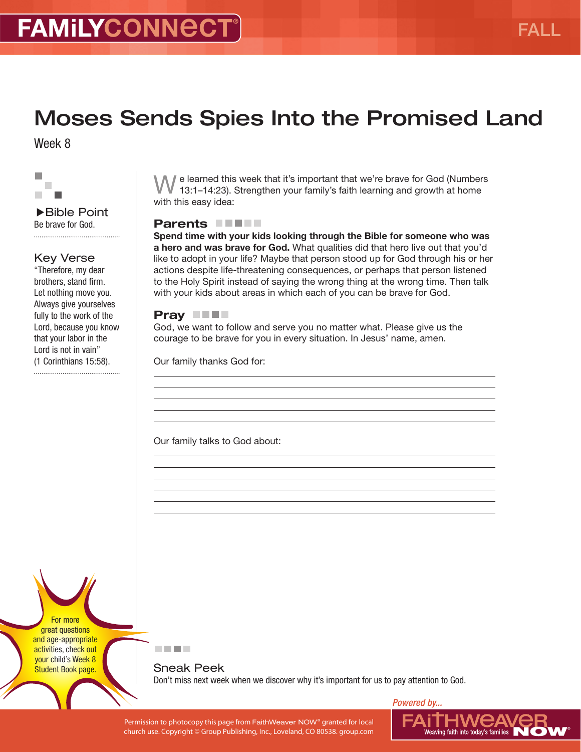# Moses Sends Spies Into the Promised Land

Week 8

▶Bible Point

Be brave for God.

## Key Verse

"Therefore, my dear brothers, stand firm. Let nothing move you. Always give yourselves fully to the work of the Lord, because you know that your labor in the Lord is not in vain" (1 Corinthians 15:58).

We learned this week that it's important that we're brave for God (Numbers 13:1–14:23). Strengthen your family's faith learning and growth at home with this easy idea:

## Parents

**Spend time with your kids looking through the Bible for someone who was a hero and was brave for God.** What qualities did that hero live out that you'd like to adopt in your life? Maybe that person stood up for God through his or her actions despite life-threatening consequences, or perhaps that person listened to the Holy Spirit instead of saying the wrong thing at the wrong time. Then talk with your kids about areas in which each of you can be brave for God.

## Pray

God, we want to follow and serve you no matter what. Please give us the courage to be brave for you in every situation. In Jesus' name, amen.

Our family thanks God for:

\_\_\_\_\_\_\_\_\_\_\_\_\_\_\_\_\_\_\_\_\_\_\_\_\_\_\_\_\_\_\_\_\_\_\_\_\_\_\_\_

\_\_\_\_\_\_\_\_\_\_\_\_\_\_\_\_\_\_\_\_\_\_\_\_\_\_\_\_\_\_\_\_\_\_\_\_\_\_\_\_

\_\_\_\_\_\_\_\_\_\_\_\_\_\_\_\_\_\_\_\_\_\_\_\_\_\_\_\_\_\_\_\_\_\_\_\_\_\_\_\_

\_\_\_\_\_\_\_\_\_\_\_\_\_\_\_\_\_\_\_\_\_\_\_\_\_\_\_\_\_\_\_\_\_\_\_\_\_\_\_\_

\_\_\_\_\_\_\_\_\_\_\_\_\_\_\_\_\_\_\_\_\_\_\_\_\_\_\_\_\_\_\_\_\_\_\_\_\_\_\_\_

Our family talks to God about:

\_\_\_\_\_\_\_\_\_\_\_\_\_\_\_\_\_\_\_\_\_\_\_\_\_\_\_\_\_\_\_\_\_\_\_\_\_\_\_\_

\_\_\_\_\_\_\_\_\_\_\_\_\_\_\_\_\_\_\_\_\_\_\_\_\_\_\_\_\_\_\_\_\_\_\_\_\_\_\_\_

\_\_\_\_\_\_\_\_\_\_\_\_\_\_\_\_\_\_\_\_\_\_\_\_\_\_\_\_\_\_\_\_\_\_\_\_\_\_\_\_

\_\_\_\_\_\_\_\_\_\_\_\_\_\_\_\_\_\_\_\_\_\_\_\_\_\_\_\_\_\_\_\_\_\_\_\_\_\_\_\_

\_\_\_\_\_\_\_\_\_\_\_\_\_\_\_\_\_\_\_\_\_\_\_\_\_\_\_\_\_\_\_\_\_\_\_\_\_\_\_\_

\_\_\_\_\_\_\_\_\_\_\_\_\_\_\_\_\_\_\_\_\_\_\_\_\_\_\_\_\_\_\_\_\_\_\_\_\_\_\_\_

For more great questions and age-appropriate activities, check out your child's Week 8 Student Book page.

## Sneak Peek

Don't miss next week when we discover why it's important for us to pay attention to God.

Permission to photocopy this page from FaithWeaver NOW® granted for local church use. Copyright © Group Publishing, Inc., Loveland, CO 80538. group.com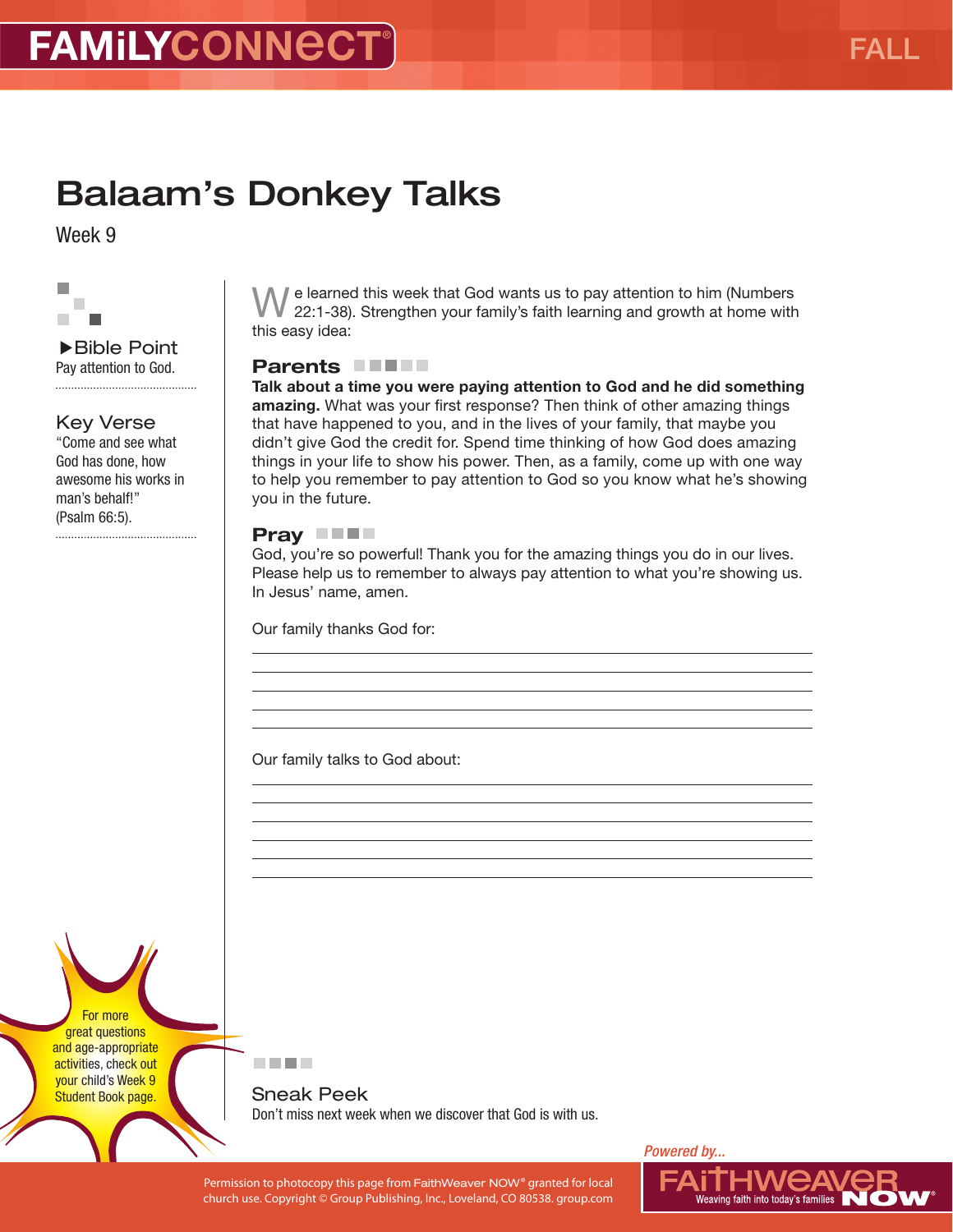# Balaam's Donkey Talks

Week 9

▶Bible Point
Pay attention to God.

Key Verse
"Come and see what God has done, how awesome his works in man's behalf!" (Psalm 66:5).

We learned this week that God wants us to pay attention to him (Numbers 22:1-38). Strengthen your family's faith learning and growth at home with this easy idea:

## Parents

**Talk about a time you were paying attention to God and he did something amazing.** What was your first response? Then think of other amazing things that have happened to you, and in the lives of your family, that maybe you didn't give God the credit for. Spend time thinking of how God does amazing things in your life to show his power. Then, as a family, come up with one way to help you remember to pay attention to God so you know what he's showing you in the future.

## Pray

God, you're so powerful! Thank you for the amazing things you do in our lives. Please help us to remember to always pay attention to what you're showing us. In Jesus' name, amen.

Our family thanks God for:

\_\_\_\_\_\_\_\_\_\_\_\_\_\_\_\_\_\_\_\_\_\_\_\_\_\_\_\_\_\_\_\_\_\_\_\_\_\_\_\_

\_\_\_\_\_\_\_\_\_\_\_\_\_\_\_\_\_\_\_\_\_\_\_\_\_\_\_\_\_\_\_\_\_\_\_\_\_\_\_\_

\_\_\_\_\_\_\_\_\_\_\_\_\_\_\_\_\_\_\_\_\_\_\_\_\_\_\_\_\_\_\_\_\_\_\_\_\_\_\_\_

\_\_\_\_\_\_\_\_\_\_\_\_\_\_\_\_\_\_\_\_\_\_\_\_\_\_\_\_\_\_\_\_\_\_\_\_\_\_\_\_

\_\_\_\_\_\_\_\_\_\_\_\_\_\_\_\_\_\_\_\_\_\_\_\_\_\_\_\_\_\_\_\_\_\_\_\_\_\_\_\_

Our family talks to God about:

\_\_\_\_\_\_\_\_\_\_\_\_\_\_\_\_\_\_\_\_\_\_\_\_\_\_\_\_\_\_\_\_\_\_\_\_\_\_\_\_

\_\_\_\_\_\_\_\_\_\_\_\_\_\_\_\_\_\_\_\_\_\_\_\_\_\_\_\_\_\_\_\_\_\_\_\_\_\_\_\_

\_\_\_\_\_\_\_\_\_\_\_\_\_\_\_\_\_\_\_\_\_\_\_\_\_\_\_\_\_\_\_\_\_\_\_\_\_\_\_\_

\_\_\_\_\_\_\_\_\_\_\_\_\_\_\_\_\_\_\_\_\_\_\_\_\_\_\_\_\_\_\_\_\_\_\_\_\_\_\_\_

\_\_\_\_\_\_\_\_\_\_\_\_\_\_\_\_\_\_\_\_\_\_\_\_\_\_\_\_\_\_\_\_\_\_\_\_\_\_\_\_

\_\_\_\_\_\_\_\_\_\_\_\_\_\_\_\_\_\_\_\_\_\_\_\_\_\_\_\_\_\_\_\_\_\_\_\_\_\_\_\_

For more great questions and age-appropriate activities, check out your child's Week 9 Student Book page.

## Sneak Peek

Don't miss next week when we discover that God is with us.

Permission to photocopy this page from FaithWeaver NOW® granted for local church use. Copyright © Group Publishing, Inc., Loveland, CO 80538. group.com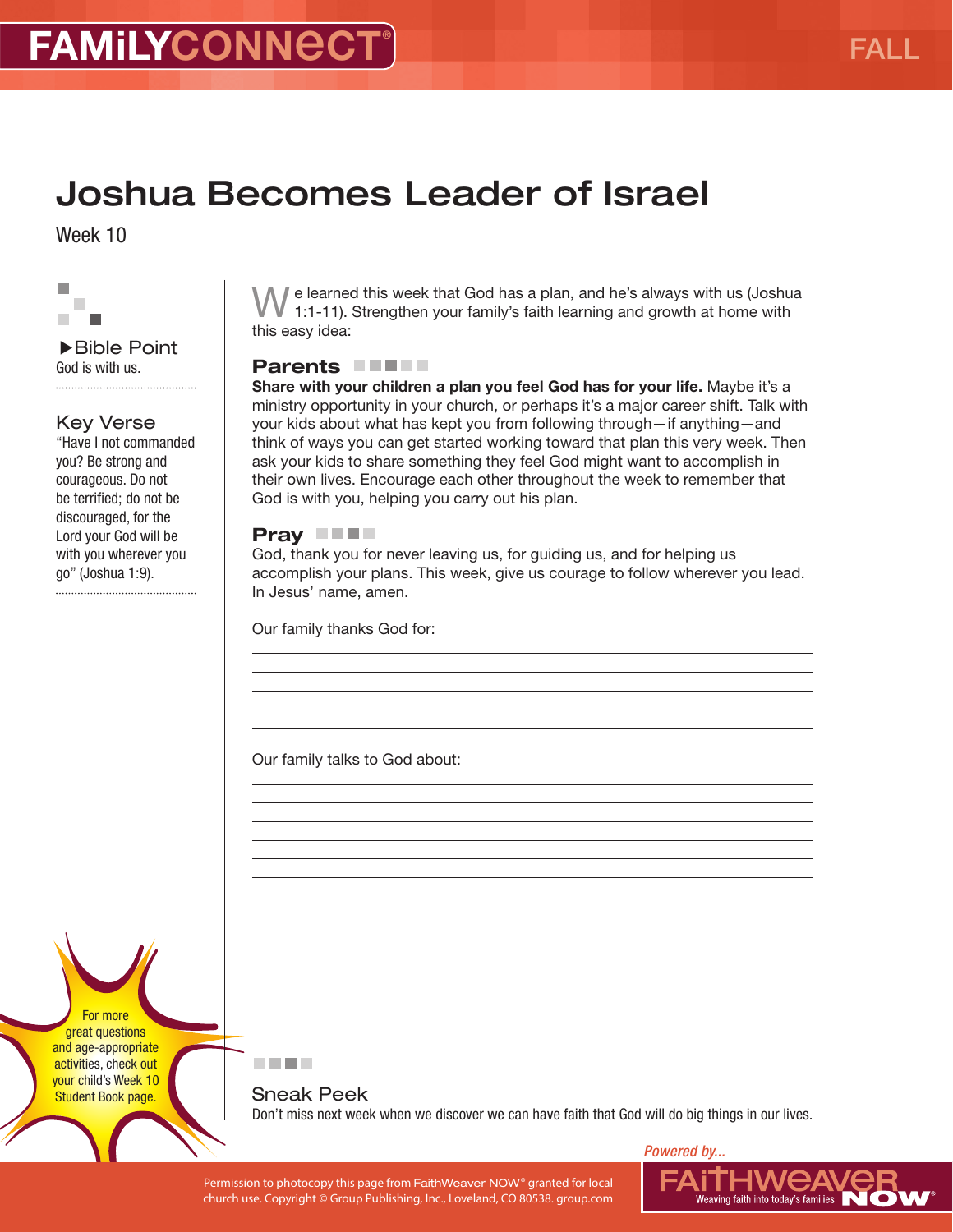# Joshua Becomes Leader of Israel

Week 10

▶Bible Point
God is with us.

## Key Verse

"Have I not commanded you? Be strong and courageous. Do not be terrified; do not be discouraged, for the Lord your God will be with you wherever you go" (Joshua 1:9).

For more great questions and age-appropriate activities, check out your child's Week 10 Student Book page.

We learned this week that God has a plan, and he's always with us (Joshua 1:1-11). Strengthen your family's faith learning and growth at home with this easy idea:

## Parents

**Share with your children a plan you feel God has for your life.** Maybe it's a ministry opportunity in your church, or perhaps it's a major career shift. Talk with your kids about what has kept you from following through—if anything—and think of ways you can get started working toward that plan this very week. Then ask your kids to share something they feel God might want to accomplish in their own lives. Encourage each other throughout the week to remember that God is with you, helping you carry out his plan.

## Pray

God, thank you for never leaving us, for guiding us, and for helping us accomplish your plans. This week, give us courage to follow wherever you lead. In Jesus' name, amen.

Our family thanks God for:

_______________________________________________

_______________________________________________

_______________________________________________

_______________________________________________

_______________________________________________

Our family talks to God about:

_______________________________________________

_______________________________________________

_______________________________________________

_______________________________________________

_______________________________________________

_______________________________________________

## Sneak Peek

Don't miss next week when we discover we can have faith that God will do big things in our lives.

Permission to photocopy this page from FaithWeaver NOW® granted for local church use. Copyright © Group Publishing, Inc., Loveland, CO 80538. group.com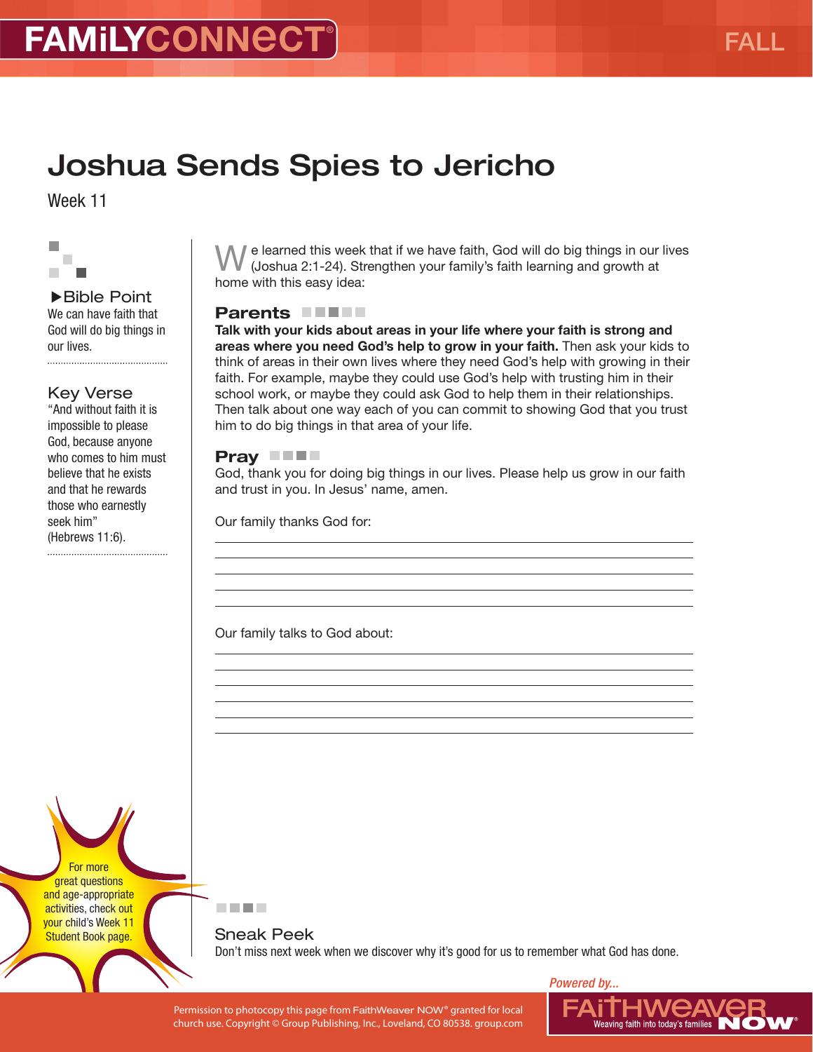FAMiLYCONNECT®

FALL

# Joshua Sends Spies to Jericho

Week 11

### ▶Bible Point

We can have faith that God will do big things in our lives.

### Key Verse

"And without faith it is impossible to please God, because anyone who comes to him must believe that he exists and that he rewards those who earnestly seek him" (Hebrews 11:6).

For more great questions and age-appropriate activities, check out your child's Week 11 Student Book page.

We learned this week that if we have faith, God will do big things in our lives (Joshua 2:1-24). Strengthen your family's faith learning and growth at home with this easy idea:

## Parents

**Talk with your kids about areas in your life where your faith is strong and areas where you need God's help to grow in your faith.** Then ask your kids to think of areas in their own lives where they need God's help with growing in their faith. For example, maybe they could use God's help with trusting him in their school work, or maybe they could ask God to help them in their relationships. Then talk about one way each of you can commit to showing God that you trust him to do big things in that area of your life.

## Pray

God, thank you for doing big things in our lives. Please help us grow in our faith and trust in you. In Jesus' name, amen.

Our family thanks God for:

______________________________

______________________________

______________________________

______________________________

______________________________

Our family talks to God about:

______________________________

______________________________

______________________________

______________________________

______________________________

## Sneak Peek

Don't miss next week when we discover why it's good for us to remember what God has done.

Permission to photocopy this page from FaithWeaver NOW® granted for local church use. Copyright © Group Publishing, Inc., Loveland, CO 80538. group.com

*Powered by...* FAiTHWEAVER NOW® Weaving faith into today's families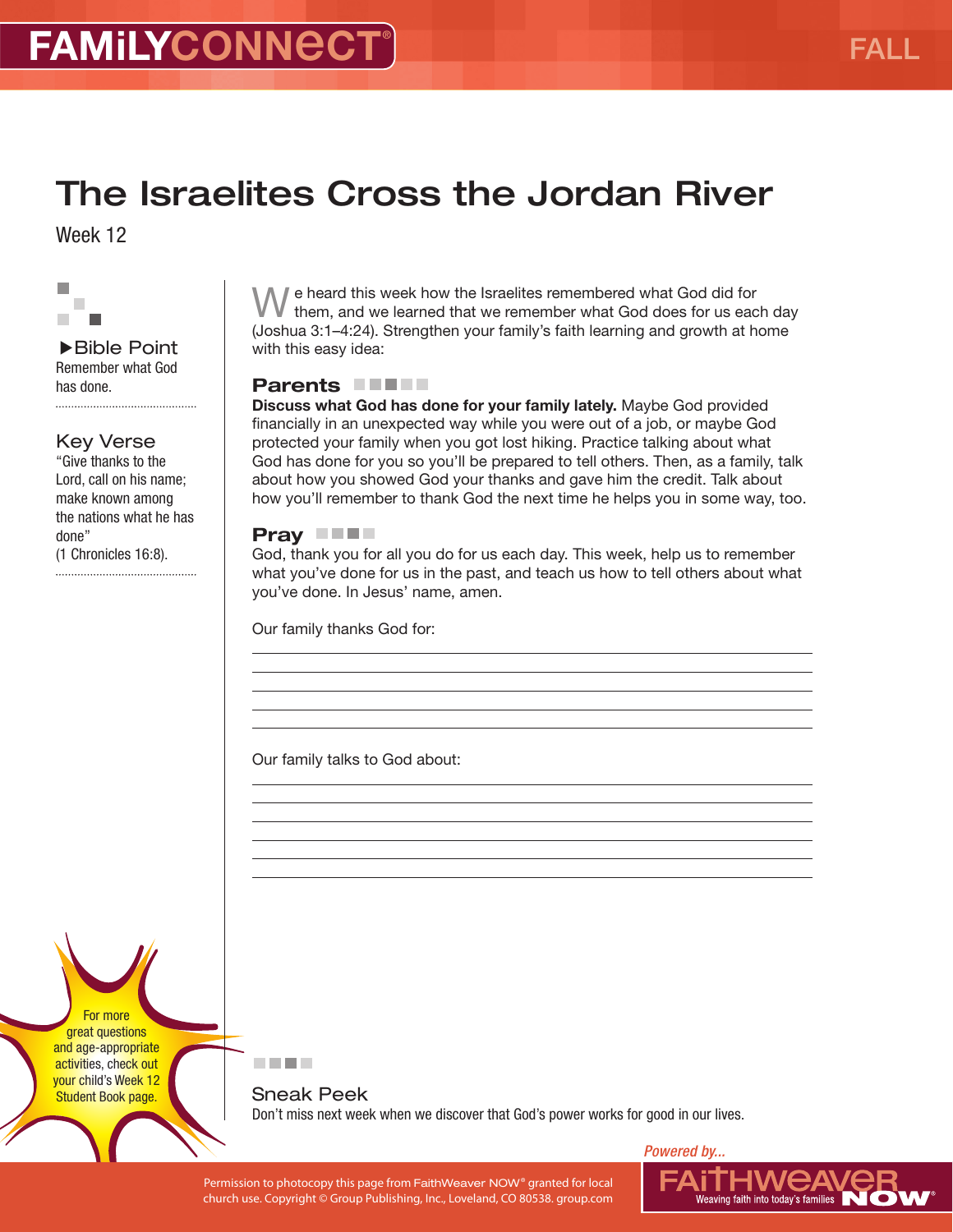# The Israelites Cross the Jordan River

Week 12

### ▶Bible Point

Remember what God has done.

### Key Verse

"Give thanks to the Lord, call on his name; make known among the nations what he has done"
(1 Chronicles 16:8).

We heard this week how the Israelites remembered what God did for them, and we learned that we remember what God does for us each day (Joshua 3:1–4:24). Strengthen your family's faith learning and growth at home with this easy idea:

## Parents

**Discuss what God has done for your family lately.** Maybe God provided financially in an unexpected way while you were out of a job, or maybe God protected your family when you got lost hiking. Practice talking about what God has done for you so you'll be prepared to tell others. Then, as a family, talk about how you showed God your thanks and gave him the credit. Talk about how you'll remember to thank God the next time he helps you in some way, too.

## Pray

God, thank you for all you do for us each day. This week, help us to remember what you've done for us in the past, and teach us how to tell others about what you've done. In Jesus' name, amen.

Our family thanks God for:

_______________________________________________

_______________________________________________

_______________________________________________

_______________________________________________

_______________________________________________

Our family talks to God about:

_______________________________________________

_______________________________________________

_______________________________________________

_______________________________________________

_______________________________________________

For more great questions and age-appropriate activities, check out your child's Week 12 Student Book page.

## Sneak Peek

Don't miss next week when we discover that God's power works for good in our lives.

Permission to photocopy this page from FaithWeaver NOW® granted for local church use. Copyright © Group Publishing, Inc., Loveland, CO 80538. group.com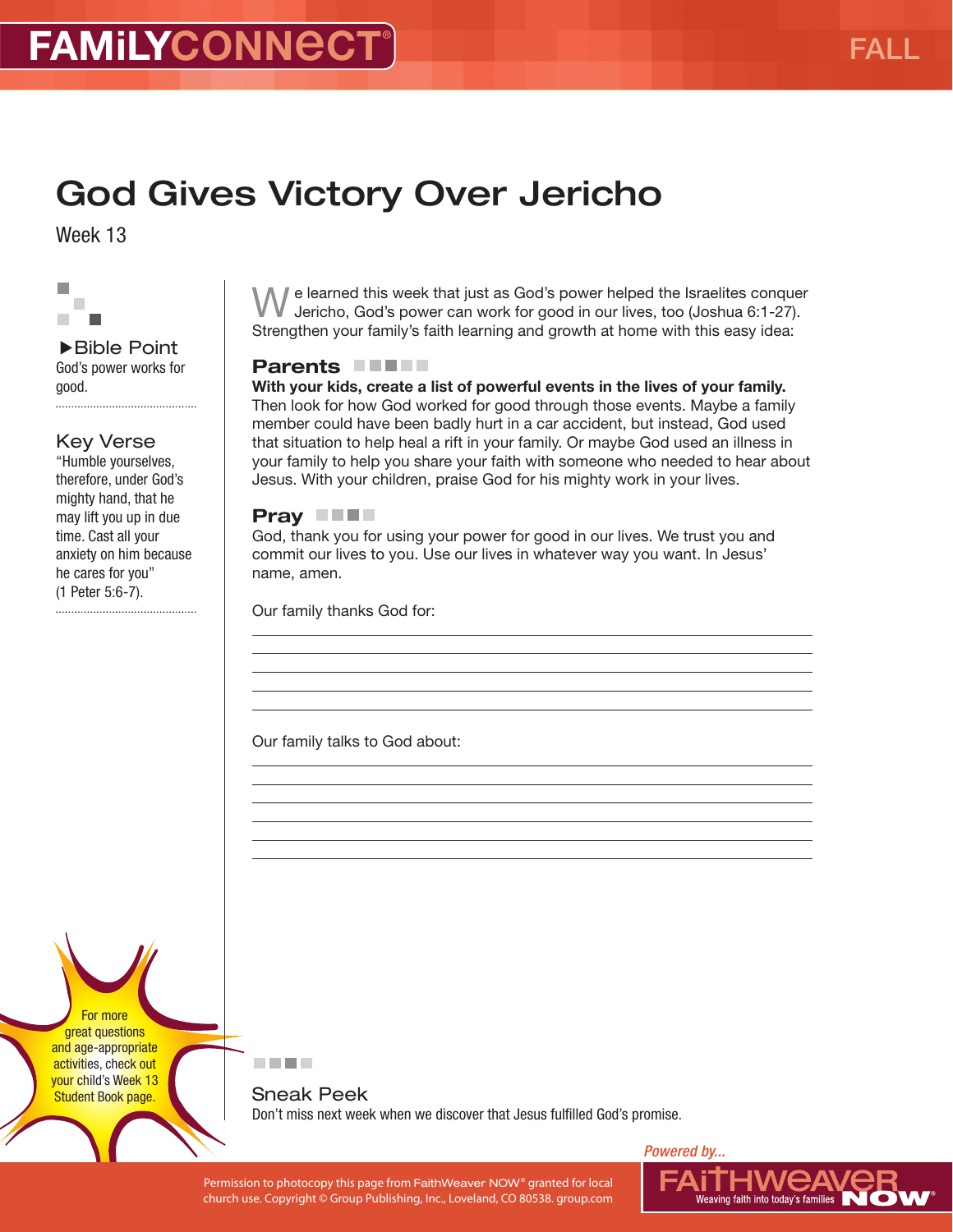FAMiLYCONNECT®

FALL

# God Gives Victory Over Jericho

Week 13

▶Bible Point
God's power works for good.

Key Verse
"Humble yourselves, therefore, under God's mighty hand, that he may lift you up in due time. Cast all your anxiety on him because he cares for you" (1 Peter 5:6-7).

For more great questions and age-appropriate activities, check out your child's Week 13 Student Book page.

We learned this week that just as God's power helped the Israelites conquer Jericho, God's power can work for good in our lives, too (Joshua 6:1-27). Strengthen your family's faith learning and growth at home with this easy idea:

## Parents

**With your kids, create a list of powerful events in the lives of your family.** Then look for how God worked for good through those events. Maybe a family member could have been badly hurt in a car accident, but instead, God used that situation to help heal a rift in your family. Or maybe God used an illness in your family to help you share your faith with someone who needed to hear about Jesus. With your children, praise God for his mighty work in your lives.

## Pray

God, thank you for using your power for good in our lives. We trust you and commit our lives to you. Use our lives in whatever way you want. In Jesus' name, amen.

Our family thanks God for:

Our family talks to God about:

## Sneak Peek

Don't miss next week when we discover that Jesus fulfilled God's promise.

Permission to photocopy this page from FaithWeaver NOW® granted for local church use. Copyright © Group Publishing, Inc., Loveland, CO 80538. group.com

Powered by... FAiTHWEAVER NOW® Weaving faith into today's families